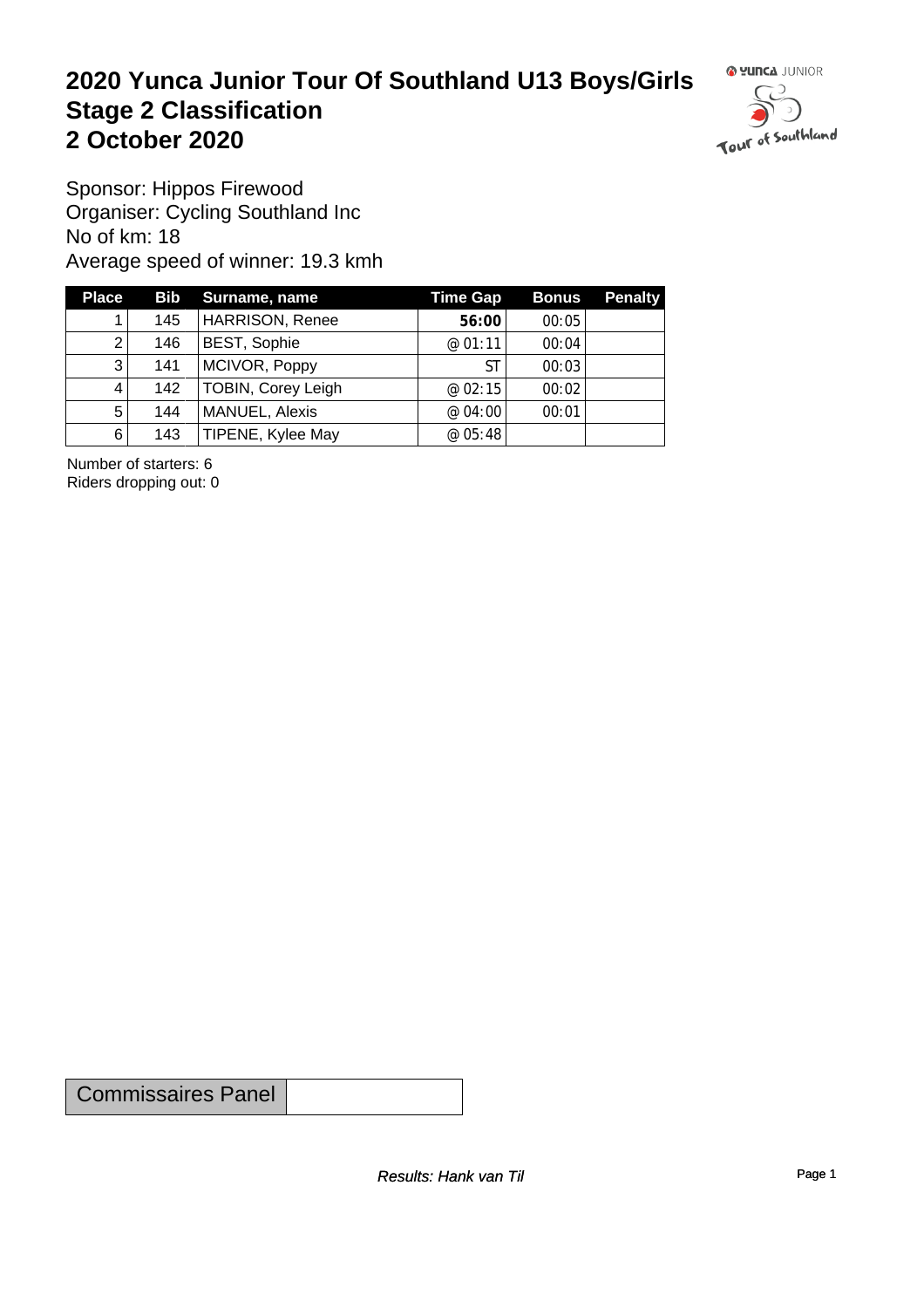# 2020 Yunca Junior Tour Of Southland U13 Boys/Girls
# Stage 2 Classification
# 2 October 2020

Sponsor: Hippos Firewood
Organiser: Cycling Southland Inc
No of km: 18
Average speed of winner: 19.3 kmh

| Place | Bib | Surname, name | Time Gap | Bonus | Penalty |
|---|---|---|---|---|---|
| 1 | 145 | HARRISON, Renee | **56:00** | 00:05 | |
| 2 | 146 | BEST, Sophie | @ 01:11 | 00:04 | |
| 3 | 141 | MCIVOR, Poppy | ST | 00:03 | |
| 4 | 142 | TOBIN, Corey Leigh | @ 02:15 | 00:02 | |
| 5 | 144 | MANUEL, Alexis | @ 04:00 | 00:01 | |
| 6 | 143 | TIPENE, Kylee May | @ 05:48 | | |

Number of starters: 6
Riders dropping out: 0

| Commissaires Panel | |
|---|---|

*Results: Hank van Til*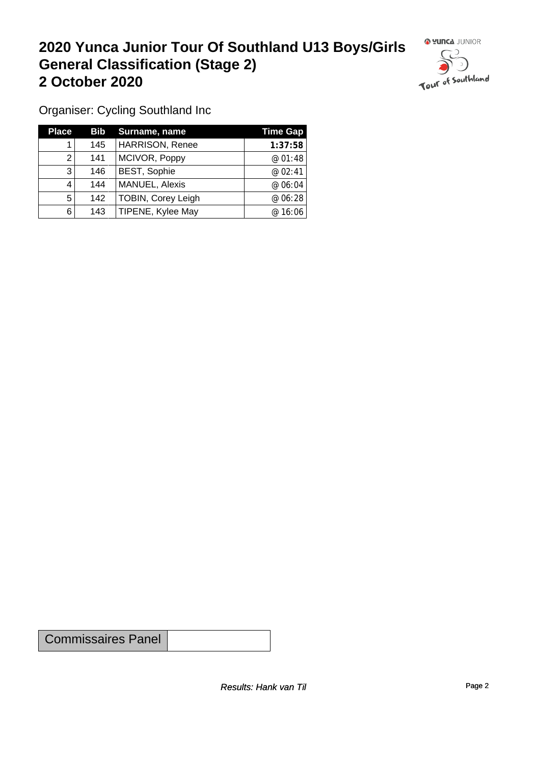# 2020 Yunca Junior Tour Of Southland U13 Boys/Girls General Classification (Stage 2) 2 October 2020

Organiser: Cycling Southland Inc

| Place | Bib | Surname, name | Time Gap |
|---|---|---|---|
| 1 | 145 | HARRISON, Renee | **1:37:58** |
| 2 | 141 | MCIVOR, Poppy | @ 01:48 |
| 3 | 146 | BEST, Sophie | @ 02:41 |
| 4 | 144 | MANUEL, Alexis | @ 06:04 |
| 5 | 142 | TOBIN, Corey Leigh | @ 06:28 |
| 6 | 143 | TIPENE, Kylee May | @ 16:06 |

| Commissaires Panel | |
|---|---|

*Results: Hank van Til*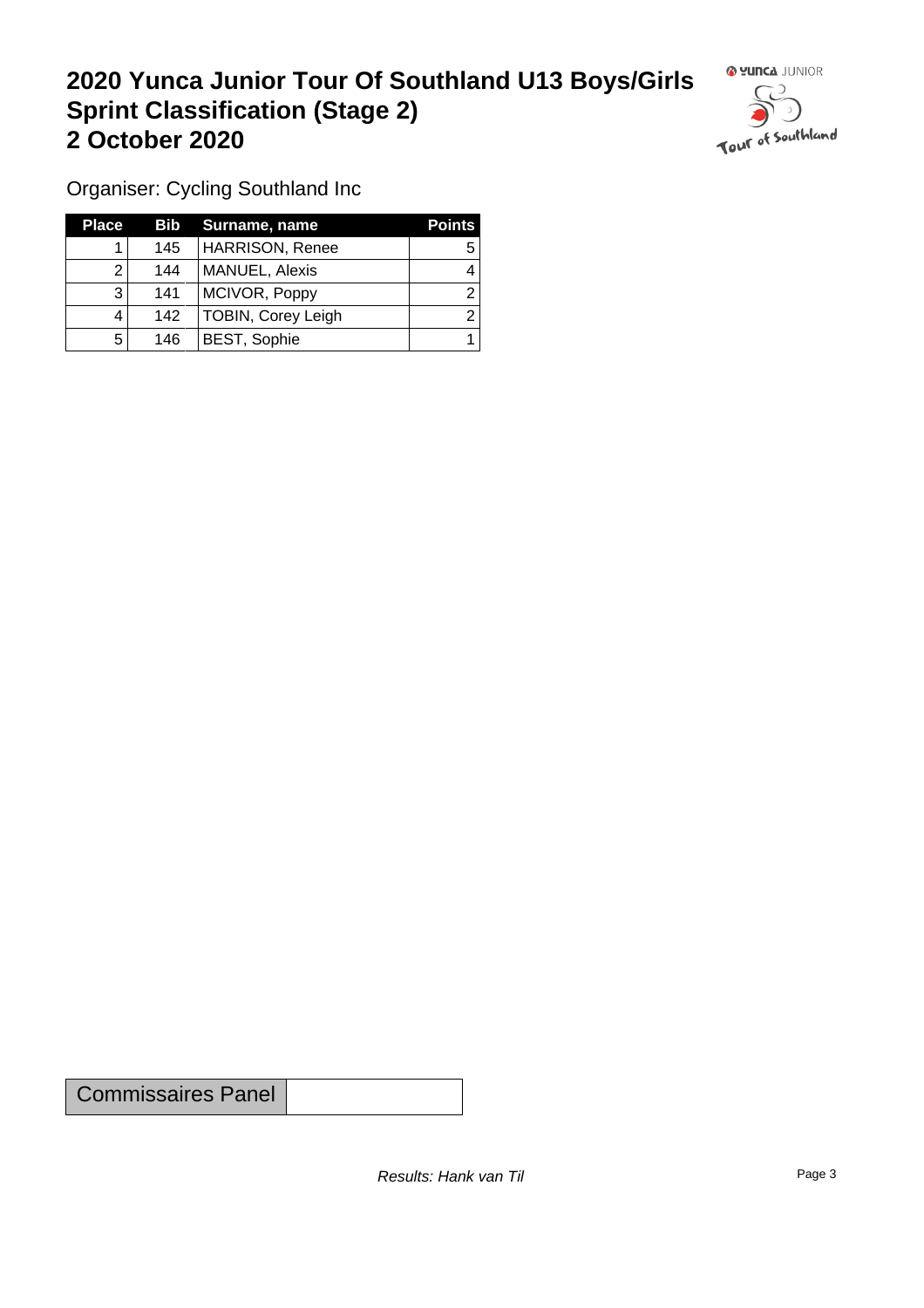# 2020 Yunca Junior Tour Of Southland U13 Boys/Girls Sprint Classification (Stage 2) 2 October 2020

Organiser: Cycling Southland Inc

| Place | Bib | Surname, name | Points |
|---|---|---|---|
| 1 | 145 | HARRISON, Renee | 5 |
| 2 | 144 | MANUEL, Alexis | 4 |
| 3 | 141 | MCIVOR, Poppy | 2 |
| 4 | 142 | TOBIN, Corey Leigh | 2 |
| 5 | 146 | BEST, Sophie | 1 |

| Commissaires Panel | |
|---|---|

*Results: Hank van Til*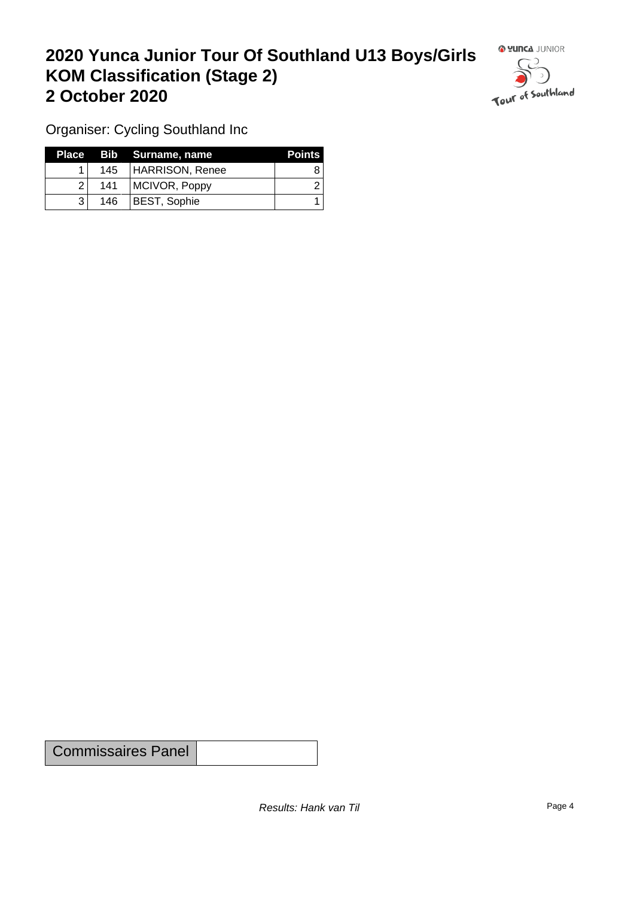# 2020 Yunca Junior Tour Of Southland U13 Boys/Girls
# KOM Classification (Stage 2)
# 2 October 2020

Organiser: Cycling Southland Inc

| Place | Bib | Surname, name | Points |
|---|---|---|---|
| 1 | 145 | HARRISON, Renee | 8 |
| 2 | 141 | MCIVOR, Poppy | 2 |
| 3 | 146 | BEST, Sophie | 1 |

| Commissaires Panel | |
|---|---|

*Results: Hank van Til*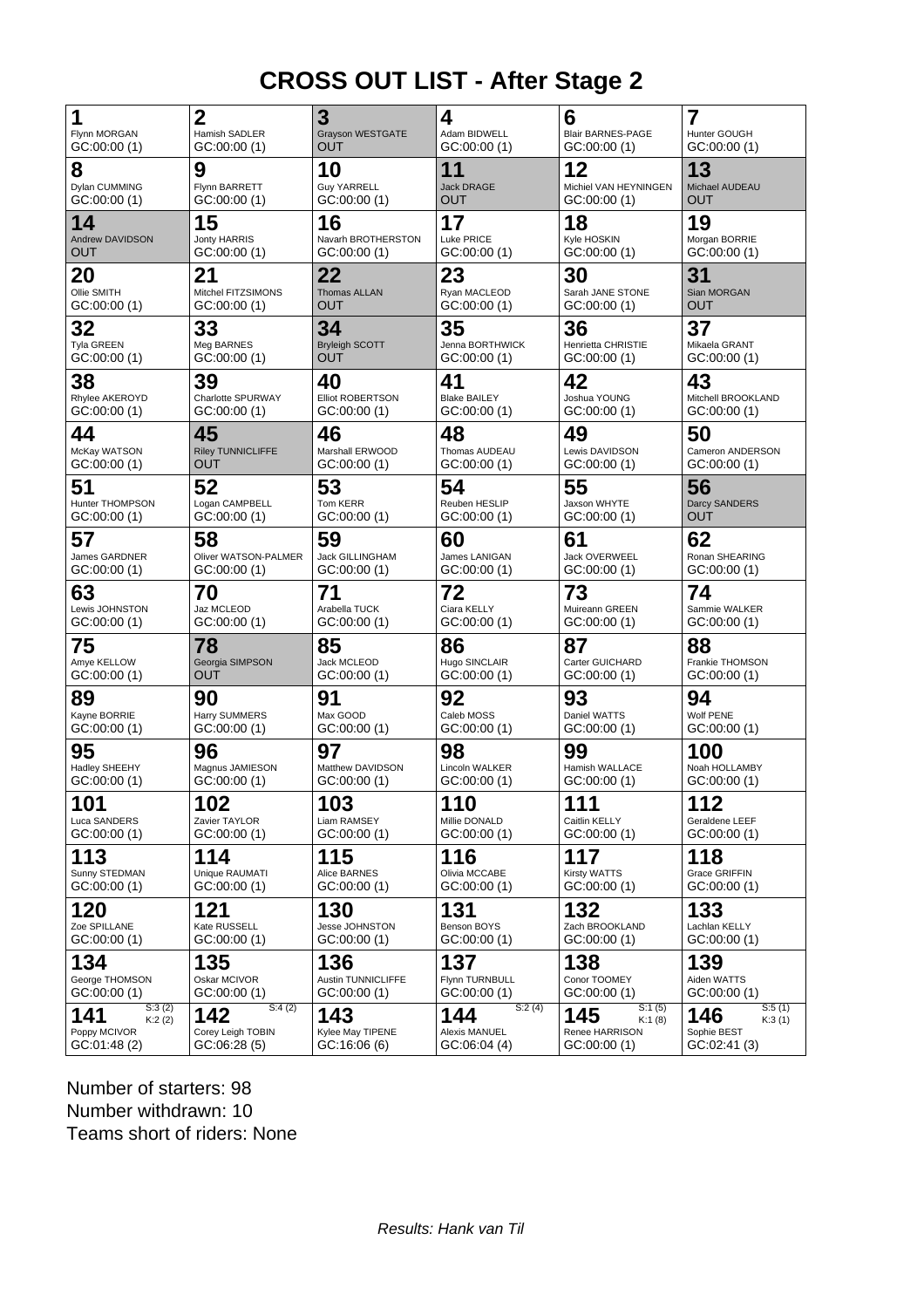# CROSS OUT LIST - After Stage 2

| | | | | | |
|---|---|---|---|---|---|
| **1** Flynn MORGAN GC:00:00 (1) | **2** Hamish SADLER GC:00:00 (1) | **3** Grayson WESTGATE OUT | **4** Adam BIDWELL GC:00:00 (1) | **6** Blair BARNES-PAGE GC:00:00 (1) | **7** Hunter GOUGH GC:00:00 (1) |
| **8** Dylan CUMMING GC:00:00 (1) | **9** Flynn BARRETT GC:00:00 (1) | **10** Guy YARRELL GC:00:00 (1) | **11** Jack DRAGE OUT | **12** Michiel VAN HEYNINGEN GC:00:00 (1) | **13** Michael AUDEAU OUT |
| **14** Andrew DAVIDSON OUT | **15** Jonty HARRIS GC:00:00 (1) | **16** Navarh BROTHERSTON GC:00:00 (1) | **17** Luke PRICE GC:00:00 (1) | **18** Kyle HOSKIN GC:00:00 (1) | **19** Morgan BORRIE GC:00:00 (1) |
| **20** Ollie SMITH GC:00:00 (1) | **21** Mitchel FITZSIMONS GC:00:00 (1) | **22** Thomas ALLAN OUT | **23** Ryan MACLEOD GC:00:00 (1) | **30** Sarah JANE STONE GC:00:00 (1) | **31** Sian MORGAN OUT |
| **32** Tyla GREEN GC:00:00 (1) | **33** Meg BARNES GC:00:00 (1) | **34** Bryleigh SCOTT OUT | **35** Jenna BORTHWICK GC:00:00 (1) | **36** Henrietta CHRISTIE GC:00:00 (1) | **37** Mikaela GRANT GC:00:00 (1) |
| **38** Rhylee AKEROYD GC:00:00 (1) | **39** Charlotte SPURWAY GC:00:00 (1) | **40** Elliot ROBERTSON GC:00:00 (1) | **41** Blake BAILEY GC:00:00 (1) | **42** Joshua YOUNG GC:00:00 (1) | **43** Mitchell BROOKLAND GC:00:00 (1) |
| **44** McKay WATSON GC:00:00 (1) | **45** Riley TUNNICLIFFE OUT | **46** Marshall ERWOOD GC:00:00 (1) | **48** Thomas AUDEAU GC:00:00 (1) | **49** Lewis DAVIDSON GC:00:00 (1) | **50** Cameron ANDERSON GC:00:00 (1) |
| **51** Hunter THOMPSON GC:00:00 (1) | **52** Logan CAMPBELL GC:00:00 (1) | **53** Tom KERR GC:00:00 (1) | **54** Reuben HESLIP GC:00:00 (1) | **55** Jaxson WHYTE GC:00:00 (1) | **56** Darcy SANDERS OUT |
| **57** James GARDNER GC:00:00 (1) | **58** Oliver WATSON-PALMER GC:00:00 (1) | **59** Jack GILLINGHAM GC:00:00 (1) | **60** James LANIGAN GC:00:00 (1) | **61** Jack OVERWEEL GC:00:00 (1) | **62** Ronan SHEARING GC:00:00 (1) |
| **63** Lewis JOHNSTON GC:00:00 (1) | **70** Jaz MCLEOD GC:00:00 (1) | **71** Arabella TUCK GC:00:00 (1) | **72** Ciara KELLY GC:00:00 (1) | **73** Muireann GREEN GC:00:00 (1) | **74** Sammie WALKER GC:00:00 (1) |
| **75** Amye KELLOW GC:00:00 (1) | **78** Georgia SIMPSON OUT | **85** Jack MCLEOD GC:00:00 (1) | **86** Hugo SINCLAIR GC:00:00 (1) | **87** Carter GUICHARD GC:00:00 (1) | **88** Frankie THOMSON GC:00:00 (1) |
| **89** Kayne BORRIE GC:00:00 (1) | **90** Harry SUMMERS GC:00:00 (1) | **91** Max GOOD GC:00:00 (1) | **92** Caleb MOSS GC:00:00 (1) | **93** Daniel WATTS GC:00:00 (1) | **94** Wolf PENE GC:00:00 (1) |
| **95** Hadley SHEEHY GC:00:00 (1) | **96** Magnus JAMIESON GC:00:00 (1) | **97** Matthew DAVIDSON GC:00:00 (1) | **98** Lincoln WALKER GC:00:00 (1) | **99** Hamish WALLACE GC:00:00 (1) | **100** Noah HOLLAMBY GC:00:00 (1) |
| **101** Luca SANDERS GC:00:00 (1) | **102** Zavier TAYLOR GC:00:00 (1) | **103** Liam RAMSEY GC:00:00 (1) | **110** Millie DONALD GC:00:00 (1) | **111** Caitlin KELLY GC:00:00 (1) | **112** Geraldene LEEF GC:00:00 (1) |
| **113** Sunny STEDMAN GC:00:00 (1) | **114** Unique RAUMATI GC:00:00 (1) | **115** Alice BARNES GC:00:00 (1) | **116** Olivia MCCABE GC:00:00 (1) | **117** Kirsty WATTS GC:00:00 (1) | **118** Grace GRIFFIN GC:00:00 (1) |
| **120** Zoe SPILLANE GC:00:00 (1) | **121** Kate RUSSELL GC:00:00 (1) | **130** Jesse JOHNSTON GC:00:00 (1) | **131** Benson BOYS GC:00:00 (1) | **132** Zach BROOKLAND GC:00:00 (1) | **133** Lachlan KELLY GC:00:00 (1) |
| **134** George THOMSON GC:00:00 (1) | **135** Oskar MCIVOR GC:00:00 (1) | **136** Austin TUNNICLIFFE GC:00:00 (1) | **137** Flynn TURNBULL GC:00:00 (1) | **138** Conor TOOMEY GC:00:00 (1) | **139** Aiden WATTS GC:00:00 (1) |
| **141** S:3 (2) K:2 (2) Poppy MCIVOR GC:01:48 (2) | **142** S:4 (2) Corey Leigh TOBIN GC:06:28 (5) | **143** Kylee May TIPENE GC:16:06 (6) | **144** S:2 (4) Alexis MANUEL GC:06:04 (4) | **145** S:1 (5) K:1 (8) Renee HARRISON GC:00:00 (1) | **146** S:5 (1) K:3 (1) Sophie BEST GC:02:41 (3) |

Number of starters: 98
Number withdrawn: 10
Teams short of riders: None

*Results: Hank van Til*